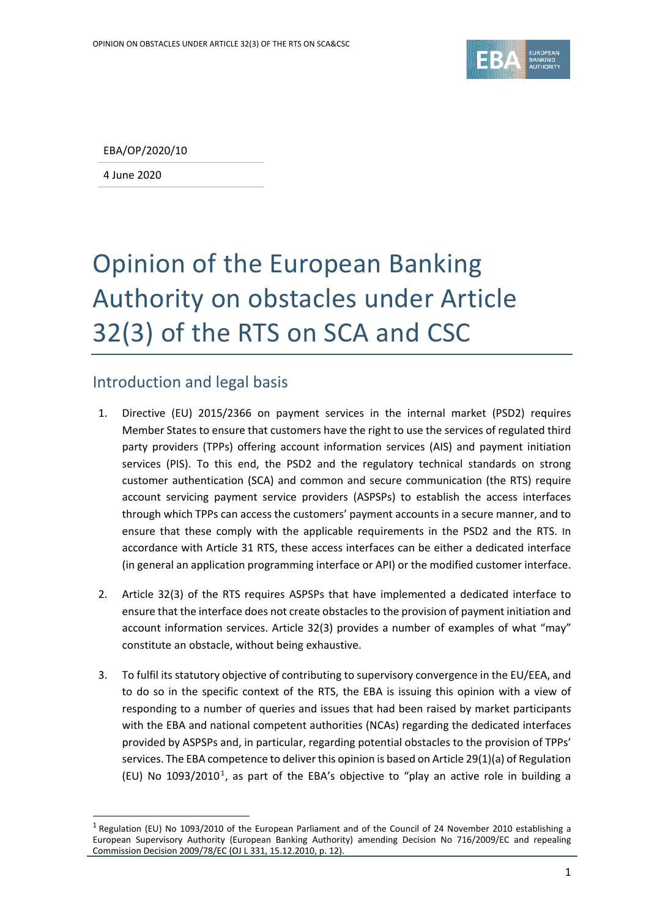EBA/OP/2020/10

4 June 2020

# Opinion of the European Banking Authority on obstacles under Article 32(3) of the RTS on SCA and CSC

## Introduction and legal basis

1. Directive (EU) 2015/2366 on payment services in the internal market (PSD2) requires Member States to ensure that customers have the right to use the services of regulated third party providers (TPPs) offering account information services (AIS) and payment initiation services (PIS). To this end, the PSD2 and the regulatory technical standards on strong customer authentication (SCA) and common and secure communication (the RTS) require account servicing payment service providers (ASPSPs) to establish the access interfaces through which TPPs can access the customers' payment accounts in a secure manner, and to ensure that these comply with the applicable requirements in the PSD2 and the RTS. In accordance with Article 31 RTS, these access interfaces can be either a dedicated interface (in general an application programming interface or API) or the modified customer interface.

2. Article 32(3) of the RTS requires ASPSPs that have implemented a dedicated interface to ensure that the interface does not create obstacles to the provision of payment initiation and account information services. Article 32(3) provides a number of examples of what "may" constitute an obstacle, without being exhaustive.

3. To fulfil its statutory objective of contributing to supervisory convergence in the EU/EEA, and to do so in the specific context of the RTS, the EBA is issuing this opinion with a view of responding to a number of queries and issues that had been raised by market participants with the EBA and national competent authorities (NCAs) regarding the dedicated interfaces provided by ASPSPs and, in particular, regarding potential obstacles to the provision of TPPs' services. The EBA competence to deliver this opinion is based on Article 29(1)(a) of Regulation (EU) No 1093/2010[1], as part of the EBA's objective to "play an active role in building a

[1] Regulation (EU) No 1093/2010 of the European Parliament and of the Council of 24 November 2010 establishing a European Supervisory Authority (European Banking Authority) amending Decision No 716/2009/EC and repealing Commission Decision 2009/78/EC (OJ L 331, 15.12.2010, p. 12).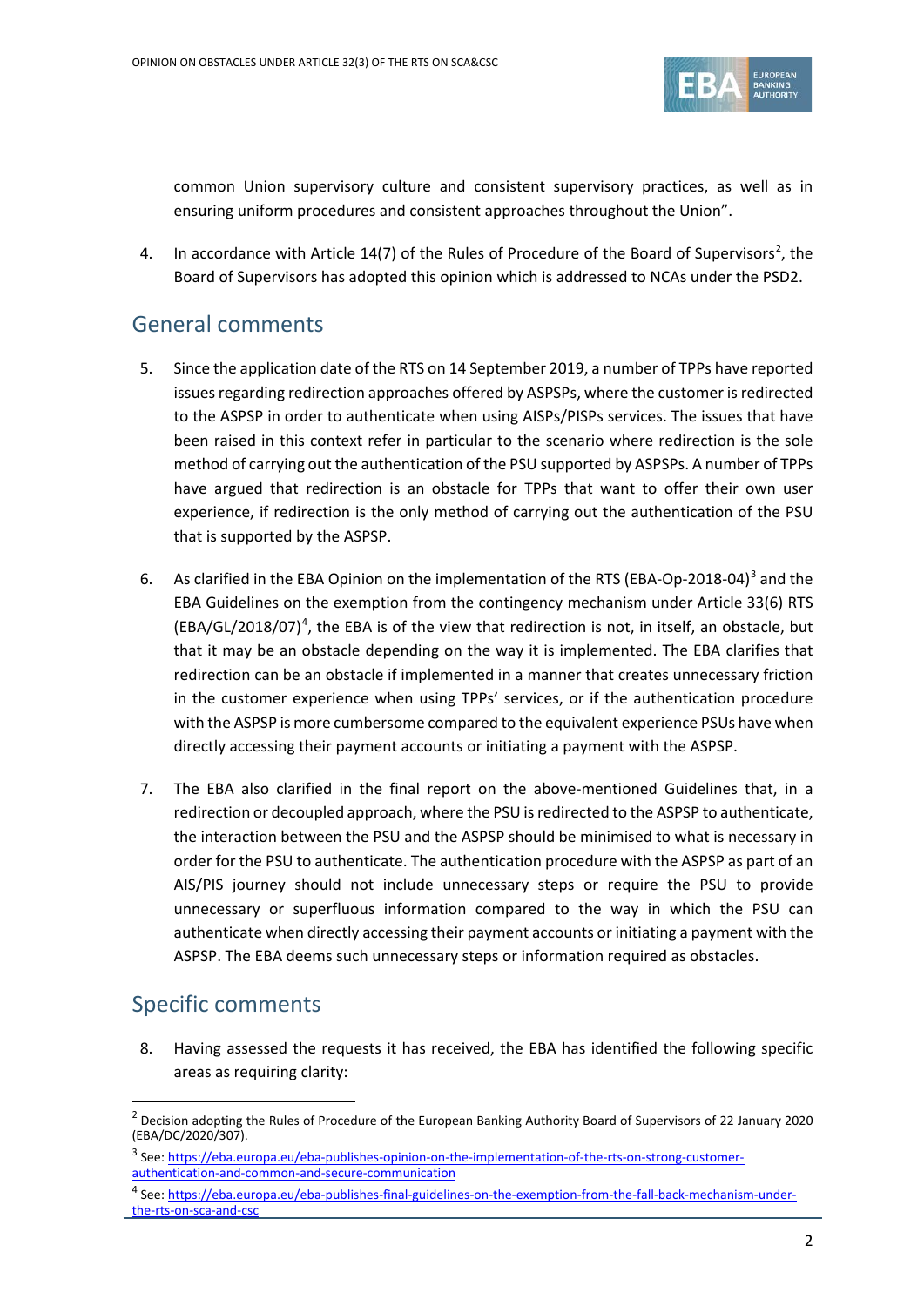common Union supervisory culture and consistent supervisory practices, as well as in ensuring uniform procedures and consistent approaches throughout the Union".

4. In accordance with Article 14(7) of the Rules of Procedure of the Board of Supervisors[2], the Board of Supervisors has adopted this opinion which is addressed to NCAs under the PSD2.

## General comments

5. Since the application date of the RTS on 14 September 2019, a number of TPPs have reported issues regarding redirection approaches offered by ASPSPs, where the customer is redirected to the ASPSP in order to authenticate when using AISPs/PISPs services. The issues that have been raised in this context refer in particular to the scenario where redirection is the sole method of carrying out the authentication of the PSU supported by ASPSPs. A number of TPPs have argued that redirection is an obstacle for TPPs that want to offer their own user experience, if redirection is the only method of carrying out the authentication of the PSU that is supported by the ASPSP.

6. As clarified in the EBA Opinion on the implementation of the RTS (EBA-Op-2018-04)[3] and the EBA Guidelines on the exemption from the contingency mechanism under Article 33(6) RTS (EBA/GL/2018/07)[4], the EBA is of the view that redirection is not, in itself, an obstacle, but that it may be an obstacle depending on the way it is implemented. The EBA clarifies that redirection can be an obstacle if implemented in a manner that creates unnecessary friction in the customer experience when using TPPs' services, or if the authentication procedure with the ASPSP is more cumbersome compared to the equivalent experience PSUs have when directly accessing their payment accounts or initiating a payment with the ASPSP.

7. The EBA also clarified in the final report on the above-mentioned Guidelines that, in a redirection or decoupled approach, where the PSU is redirected to the ASPSP to authenticate, the interaction between the PSU and the ASPSP should be minimised to what is necessary in order for the PSU to authenticate. The authentication procedure with the ASPSP as part of an AIS/PIS journey should not include unnecessary steps or require the PSU to provide unnecessary or superfluous information compared to the way in which the PSU can authenticate when directly accessing their payment accounts or initiating a payment with the ASPSP. The EBA deems such unnecessary steps or information required as obstacles.

## Specific comments

8. Having assessed the requests it has received, the EBA has identified the following specific areas as requiring clarity:

---

[2] Decision adopting the Rules of Procedure of the European Banking Authority Board of Supervisors of 22 January 2020 (EBA/DC/2020/307).

[3] See: https://eba.europa.eu/eba-publishes-opinion-on-the-implementation-of-the-rts-on-strong-customer-authentication-and-common-and-secure-communication

[4] See: https://eba.europa.eu/eba-publishes-final-guidelines-on-the-exemption-from-the-fall-back-mechanism-under-the-rts-on-sca-and-csc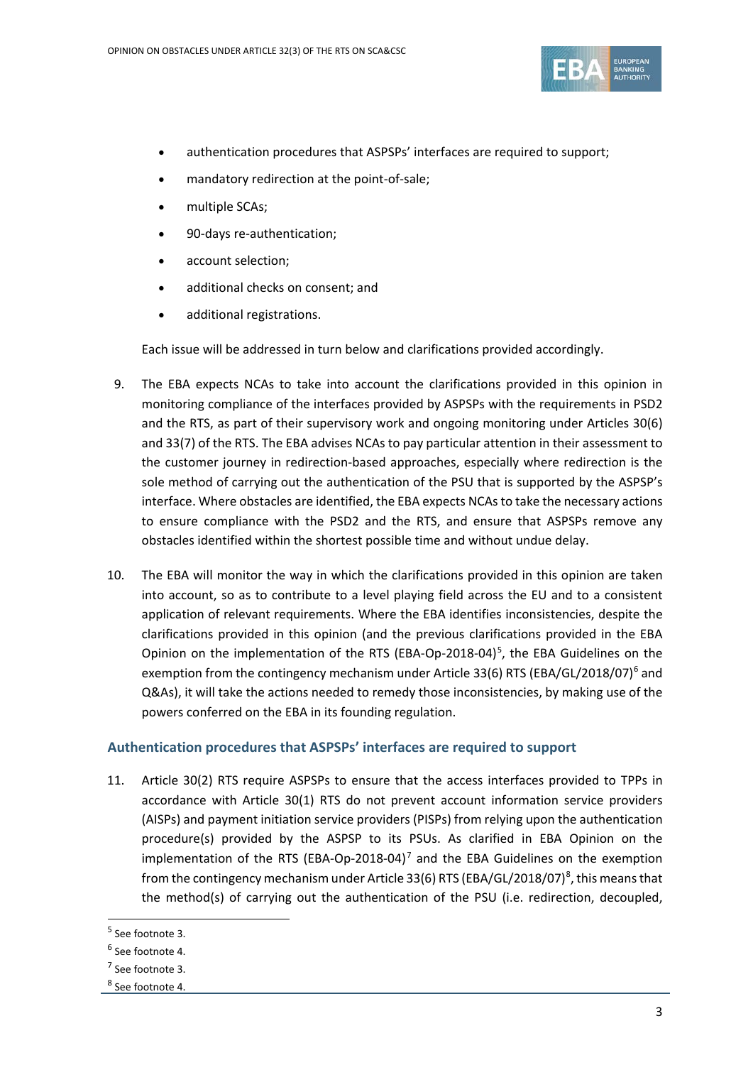- authentication procedures that ASPSPs' interfaces are required to support;
- mandatory redirection at the point-of-sale;
- multiple SCAs;
- 90-days re-authentication;
- account selection;
- additional checks on consent; and
- additional registrations.

Each issue will be addressed in turn below and clarifications provided accordingly.

9. The EBA expects NCAs to take into account the clarifications provided in this opinion in monitoring compliance of the interfaces provided by ASPSPs with the requirements in PSD2 and the RTS, as part of their supervisory work and ongoing monitoring under Articles 30(6) and 33(7) of the RTS. The EBA advises NCAs to pay particular attention in their assessment to the customer journey in redirection-based approaches, especially where redirection is the sole method of carrying out the authentication of the PSU that is supported by the ASPSP's interface. Where obstacles are identified, the EBA expects NCAs to take the necessary actions to ensure compliance with the PSD2 and the RTS, and ensure that ASPSPs remove any obstacles identified within the shortest possible time and without undue delay.

10. The EBA will monitor the way in which the clarifications provided in this opinion are taken into account, so as to contribute to a level playing field across the EU and to a consistent application of relevant requirements. Where the EBA identifies inconsistencies, despite the clarifications provided in this opinion (and the previous clarifications provided in the EBA Opinion on the implementation of the RTS (EBA-Op-2018-04)[5], the EBA Guidelines on the exemption from the contingency mechanism under Article 33(6) RTS (EBA/GL/2018/07)[6] and Q&As), it will take the actions needed to remedy those inconsistencies, by making use of the powers conferred on the EBA in its founding regulation.

### Authentication procedures that ASPSPs' interfaces are required to support

11. Article 30(2) RTS require ASPSPs to ensure that the access interfaces provided to TPPs in accordance with Article 30(1) RTS do not prevent account information service providers (AISPs) and payment initiation service providers (PISPs) from relying upon the authentication procedure(s) provided by the ASPSP to its PSUs. As clarified in EBA Opinion on the implementation of the RTS (EBA-Op-2018-04)[7] and the EBA Guidelines on the exemption from the contingency mechanism under Article 33(6) RTS (EBA/GL/2018/07)[8], this means that the method(s) of carrying out the authentication of the PSU (i.e. redirection, decoupled,

---

[5] See footnote 3.

[6] See footnote 4.

[7] See footnote 3.

[8] See footnote 4.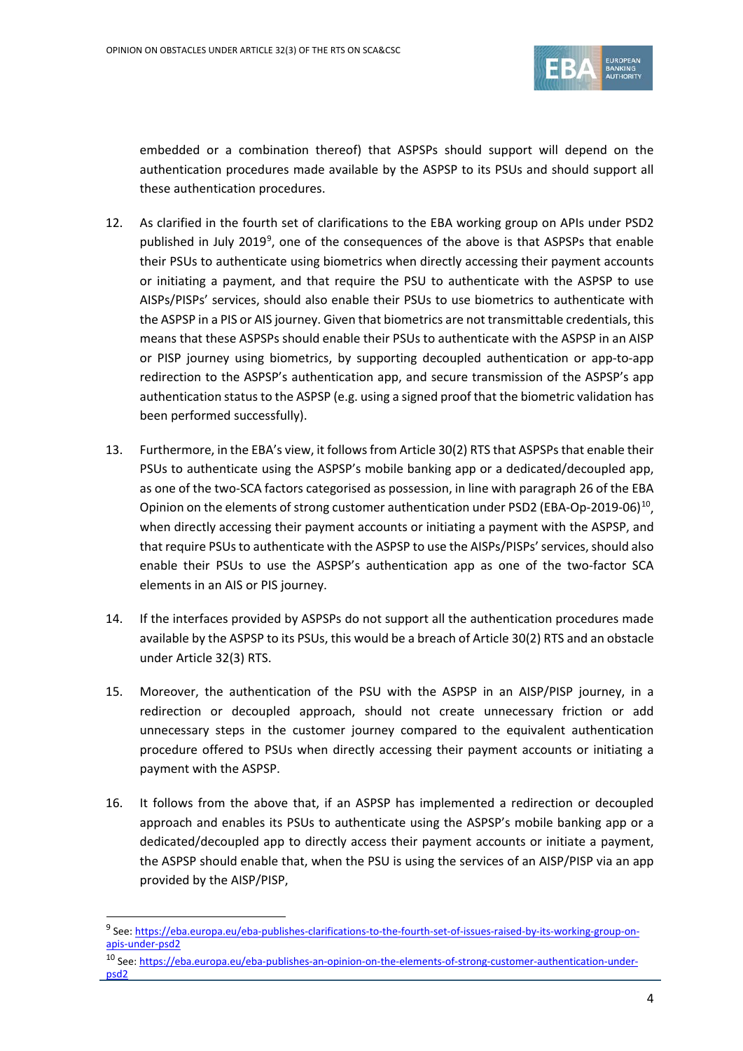embedded or a combination thereof) that ASPSPs should support will depend on the authentication procedures made available by the ASPSP to its PSUs and should support all these authentication procedures.

12. As clarified in the fourth set of clarifications to the EBA working group on APIs under PSD2 published in July 2019[9], one of the consequences of the above is that ASPSPs that enable their PSUs to authenticate using biometrics when directly accessing their payment accounts or initiating a payment, and that require the PSU to authenticate with the ASPSP to use AISPs/PISPs' services, should also enable their PSUs to use biometrics to authenticate with the ASPSP in a PIS or AIS journey. Given that biometrics are not transmittable credentials, this means that these ASPSPs should enable their PSUs to authenticate with the ASPSP in an AISP or PISP journey using biometrics, by supporting decoupled authentication or app-to-app redirection to the ASPSP's authentication app, and secure transmission of the ASPSP's app authentication status to the ASPSP (e.g. using a signed proof that the biometric validation has been performed successfully).

13. Furthermore, in the EBA's view, it follows from Article 30(2) RTS that ASPSPs that enable their PSUs to authenticate using the ASPSP's mobile banking app or a dedicated/decoupled app, as one of the two-SCA factors categorised as possession, in line with paragraph 26 of the EBA Opinion on the elements of strong customer authentication under PSD2 (EBA-Op-2019-06)[10], when directly accessing their payment accounts or initiating a payment with the ASPSP, and that require PSUs to authenticate with the ASPSP to use the AISPs/PISPs' services, should also enable their PSUs to use the ASPSP's authentication app as one of the two-factor SCA elements in an AIS or PIS journey.

14. If the interfaces provided by ASPSPs do not support all the authentication procedures made available by the ASPSP to its PSUs, this would be a breach of Article 30(2) RTS and an obstacle under Article 32(3) RTS.

15. Moreover, the authentication of the PSU with the ASPSP in an AISP/PISP journey, in a redirection or decoupled approach, should not create unnecessary friction or add unnecessary steps in the customer journey compared to the equivalent authentication procedure offered to PSUs when directly accessing their payment accounts or initiating a payment with the ASPSP.

16. It follows from the above that, if an ASPSP has implemented a redirection or decoupled approach and enables its PSUs to authenticate using the ASPSP's mobile banking app or a dedicated/decoupled app to directly access their payment accounts or initiate a payment, the ASPSP should enable that, when the PSU is using the services of an AISP/PISP via an app provided by the AISP/PISP,

---

[9] See: https://eba.europa.eu/eba-publishes-clarifications-to-the-fourth-set-of-issues-raised-by-its-working-group-on-apis-under-psd2

[10] See: https://eba.europa.eu/eba-publishes-an-opinion-on-the-elements-of-strong-customer-authentication-under-psd2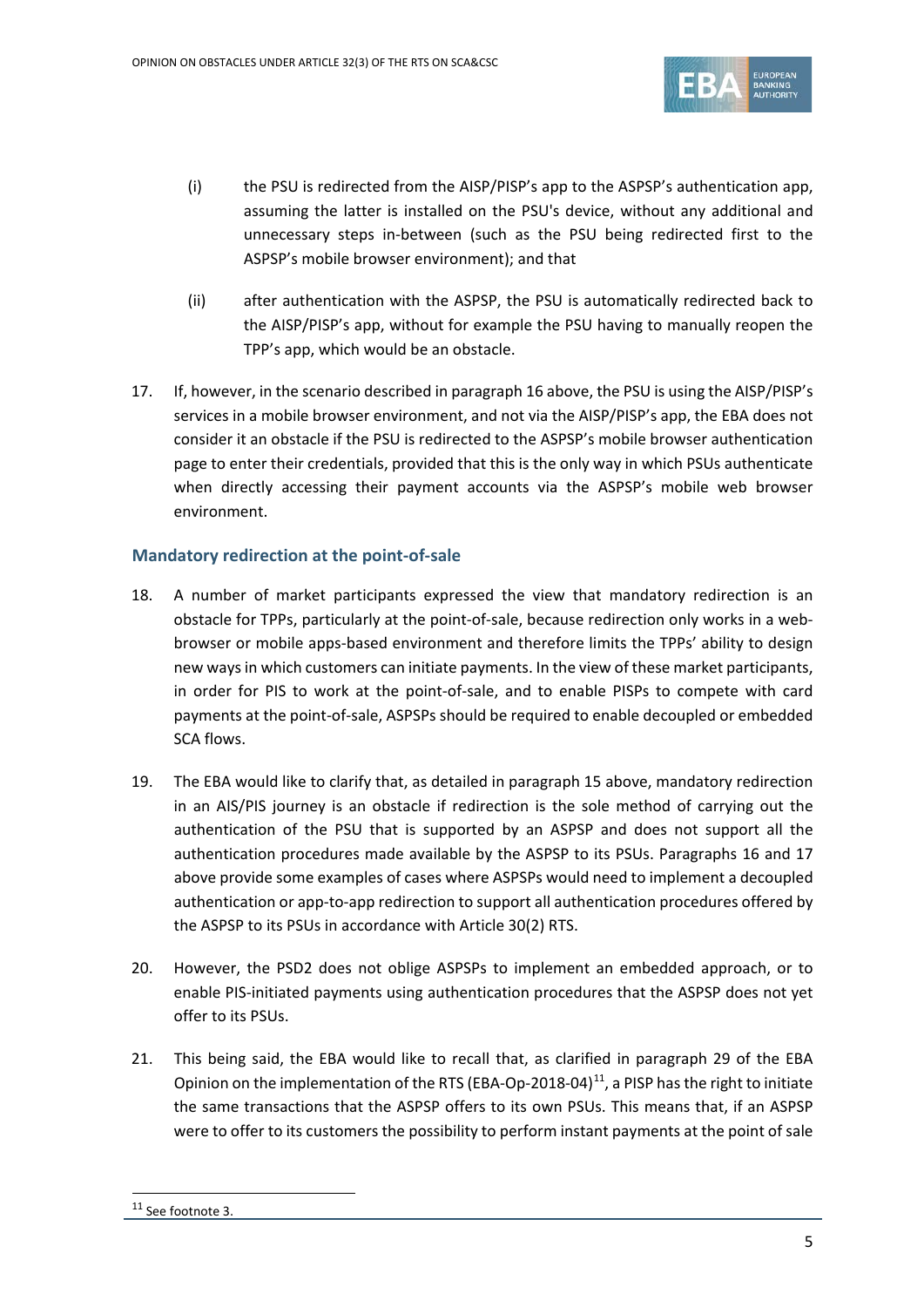(i) the PSU is redirected from the AISP/PISP's app to the ASPSP's authentication app, assuming the latter is installed on the PSU's device, without any additional and unnecessary steps in-between (such as the PSU being redirected first to the ASPSP's mobile browser environment); and that

(ii) after authentication with the ASPSP, the PSU is automatically redirected back to the AISP/PISP's app, without for example the PSU having to manually reopen the TPP's app, which would be an obstacle.

17. If, however, in the scenario described in paragraph 16 above, the PSU is using the AISP/PISP's services in a mobile browser environment, and not via the AISP/PISP's app, the EBA does not consider it an obstacle if the PSU is redirected to the ASPSP's mobile browser authentication page to enter their credentials, provided that this is the only way in which PSUs authenticate when directly accessing their payment accounts via the ASPSP's mobile web browser environment.

### Mandatory redirection at the point-of-sale

18. A number of market participants expressed the view that mandatory redirection is an obstacle for TPPs, particularly at the point-of-sale, because redirection only works in a web-browser or mobile apps-based environment and therefore limits the TPPs' ability to design new ways in which customers can initiate payments. In the view of these market participants, in order for PIS to work at the point-of-sale, and to enable PISPs to compete with card payments at the point-of-sale, ASPSPs should be required to enable decoupled or embedded SCA flows.

19. The EBA would like to clarify that, as detailed in paragraph 15 above, mandatory redirection in an AIS/PIS journey is an obstacle if redirection is the sole method of carrying out the authentication of the PSU that is supported by an ASPSP and does not support all the authentication procedures made available by the ASPSP to its PSUs. Paragraphs 16 and 17 above provide some examples of cases where ASPSPs would need to implement a decoupled authentication or app-to-app redirection to support all authentication procedures offered by the ASPSP to its PSUs in accordance with Article 30(2) RTS.

20. However, the PSD2 does not oblige ASPSPs to implement an embedded approach, or to enable PIS-initiated payments using authentication procedures that the ASPSP does not yet offer to its PSUs.

21. This being said, the EBA would like to recall that, as clarified in paragraph 29 of the EBA Opinion on the implementation of the RTS (EBA-Op-2018-04)[11], a PISP has the right to initiate the same transactions that the ASPSP offers to its own PSUs. This means that, if an ASPSP were to offer to its customers the possibility to perform instant payments at the point of sale

[11] See footnote 3.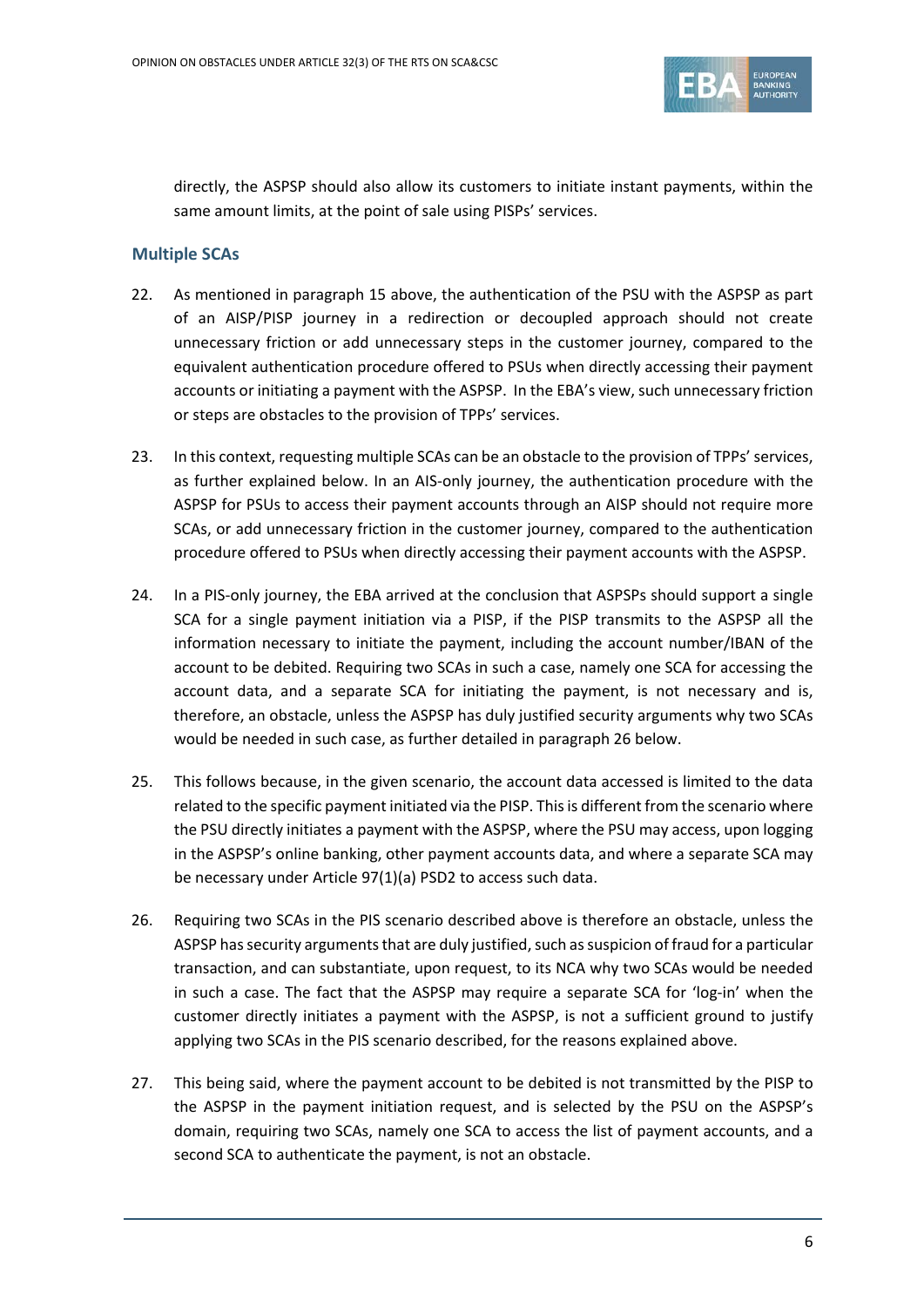directly, the ASPSP should also allow its customers to initiate instant payments, within the same amount limits, at the point of sale using PISPs' services.

### Multiple SCAs

22. As mentioned in paragraph 15 above, the authentication of the PSU with the ASPSP as part of an AISP/PISP journey in a redirection or decoupled approach should not create unnecessary friction or add unnecessary steps in the customer journey, compared to the equivalent authentication procedure offered to PSUs when directly accessing their payment accounts or initiating a payment with the ASPSP. In the EBA's view, such unnecessary friction or steps are obstacles to the provision of TPPs' services.

23. In this context, requesting multiple SCAs can be an obstacle to the provision of TPPs' services, as further explained below. In an AIS-only journey, the authentication procedure with the ASPSP for PSUs to access their payment accounts through an AISP should not require more SCAs, or add unnecessary friction in the customer journey, compared to the authentication procedure offered to PSUs when directly accessing their payment accounts with the ASPSP.

24. In a PIS-only journey, the EBA arrived at the conclusion that ASPSPs should support a single SCA for a single payment initiation via a PISP, if the PISP transmits to the ASPSP all the information necessary to initiate the payment, including the account number/IBAN of the account to be debited. Requiring two SCAs in such a case, namely one SCA for accessing the account data, and a separate SCA for initiating the payment, is not necessary and is, therefore, an obstacle, unless the ASPSP has duly justified security arguments why two SCAs would be needed in such case, as further detailed in paragraph 26 below.

25. This follows because, in the given scenario, the account data accessed is limited to the data related to the specific payment initiated via the PISP. This is different from the scenario where the PSU directly initiates a payment with the ASPSP, where the PSU may access, upon logging in the ASPSP's online banking, other payment accounts data, and where a separate SCA may be necessary under Article 97(1)(a) PSD2 to access such data.

26. Requiring two SCAs in the PIS scenario described above is therefore an obstacle, unless the ASPSP has security arguments that are duly justified, such as suspicion of fraud for a particular transaction, and can substantiate, upon request, to its NCA why two SCAs would be needed in such a case. The fact that the ASPSP may require a separate SCA for 'log-in' when the customer directly initiates a payment with the ASPSP, is not a sufficient ground to justify applying two SCAs in the PIS scenario described, for the reasons explained above.

27. This being said, where the payment account to be debited is not transmitted by the PISP to the ASPSP in the payment initiation request, and is selected by the PSU on the ASPSP's domain, requiring two SCAs, namely one SCA to access the list of payment accounts, and a second SCA to authenticate the payment, is not an obstacle.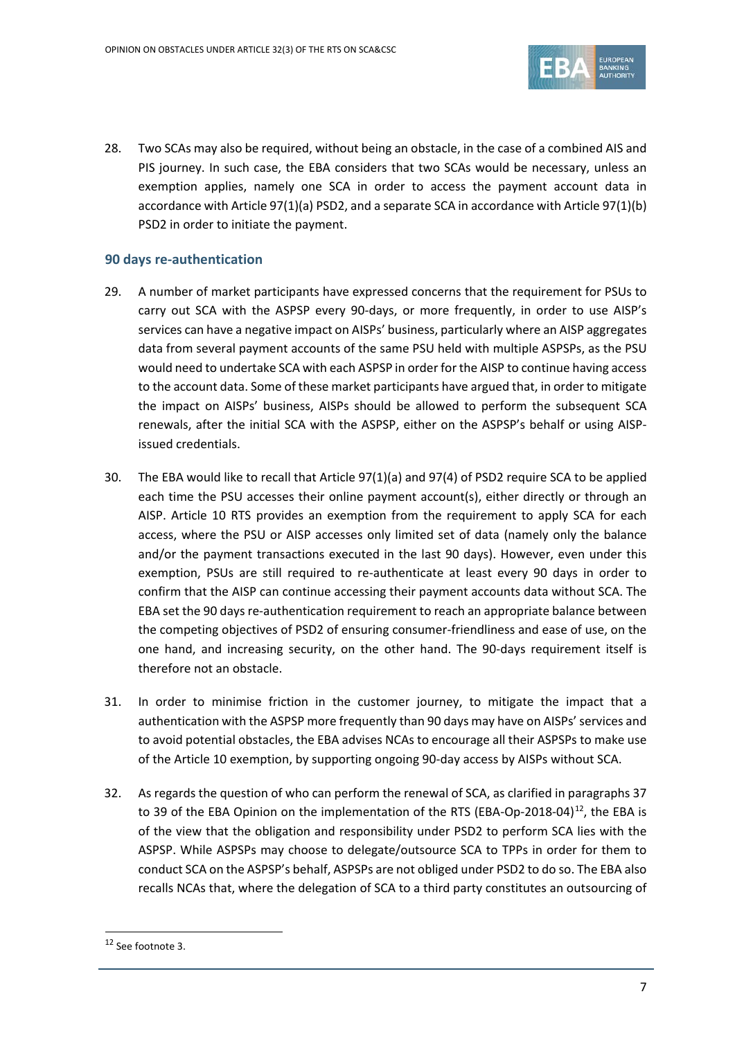28. Two SCAs may also be required, without being an obstacle, in the case of a combined AIS and PIS journey. In such case, the EBA considers that two SCAs would be necessary, unless an exemption applies, namely one SCA in order to access the payment account data in accordance with Article 97(1)(a) PSD2, and a separate SCA in accordance with Article 97(1)(b) PSD2 in order to initiate the payment.

### 90 days re-authentication

29. A number of market participants have expressed concerns that the requirement for PSUs to carry out SCA with the ASPSP every 90-days, or more frequently, in order to use AISP's services can have a negative impact on AISPs' business, particularly where an AISP aggregates data from several payment accounts of the same PSU held with multiple ASPSPs, as the PSU would need to undertake SCA with each ASPSP in order for the AISP to continue having access to the account data. Some of these market participants have argued that, in order to mitigate the impact on AISPs' business, AISPs should be allowed to perform the subsequent SCA renewals, after the initial SCA with the ASPSP, either on the ASPSP's behalf or using AISP-issued credentials.

30. The EBA would like to recall that Article 97(1)(a) and 97(4) of PSD2 require SCA to be applied each time the PSU accesses their online payment account(s), either directly or through an AISP. Article 10 RTS provides an exemption from the requirement to apply SCA for each access, where the PSU or AISP accesses only limited set of data (namely only the balance and/or the payment transactions executed in the last 90 days). However, even under this exemption, PSUs are still required to re-authenticate at least every 90 days in order to confirm that the AISP can continue accessing their payment accounts data without SCA. The EBA set the 90 days re-authentication requirement to reach an appropriate balance between the competing objectives of PSD2 of ensuring consumer-friendliness and ease of use, on the one hand, and increasing security, on the other hand. The 90-days requirement itself is therefore not an obstacle.

31. In order to minimise friction in the customer journey, to mitigate the impact that a authentication with the ASPSP more frequently than 90 days may have on AISPs' services and to avoid potential obstacles, the EBA advises NCAs to encourage all their ASPSPs to make use of the Article 10 exemption, by supporting ongoing 90-day access by AISPs without SCA.

32. As regards the question of who can perform the renewal of SCA, as clarified in paragraphs 37 to 39 of the EBA Opinion on the implementation of the RTS (EBA-Op-2018-04)[12], the EBA is of the view that the obligation and responsibility under PSD2 to perform SCA lies with the ASPSP. While ASPSPs may choose to delegate/outsource SCA to TPPs in order for them to conduct SCA on the ASPSP's behalf, ASPSPs are not obliged under PSD2 to do so. The EBA also recalls NCAs that, where the delegation of SCA to a third party constitutes an outsourcing of

[12] See footnote 3.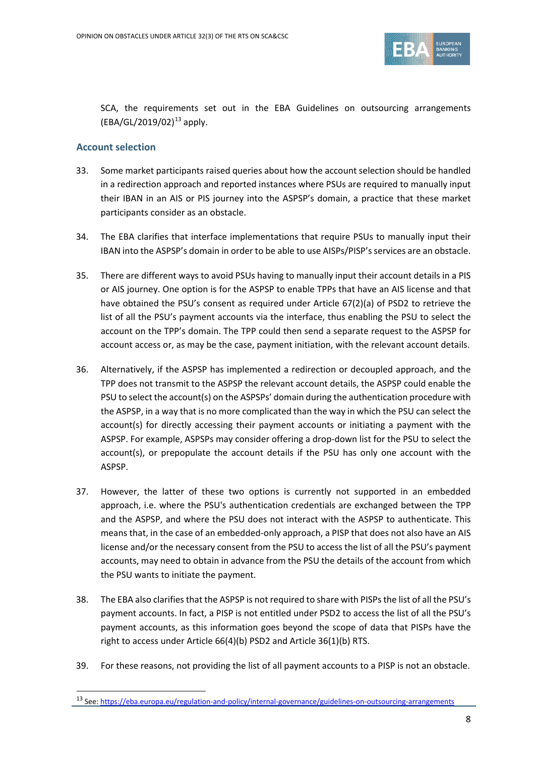SCA, the requirements set out in the EBA Guidelines on outsourcing arrangements (EBA/GL/2019/02)[13] apply.

## Account selection

33. Some market participants raised queries about how the account selection should be handled in a redirection approach and reported instances where PSUs are required to manually input their IBAN in an AIS or PIS journey into the ASPSP's domain, a practice that these market participants consider as an obstacle.

34. The EBA clarifies that interface implementations that require PSUs to manually input their IBAN into the ASPSP's domain in order to be able to use AISPs/PISP's services are an obstacle.

35. There are different ways to avoid PSUs having to manually input their account details in a PIS or AIS journey. One option is for the ASPSP to enable TPPs that have an AIS license and that have obtained the PSU's consent as required under Article 67(2)(a) of PSD2 to retrieve the list of all the PSU's payment accounts via the interface, thus enabling the PSU to select the account on the TPP's domain. The TPP could then send a separate request to the ASPSP for account access or, as may be the case, payment initiation, with the relevant account details.

36. Alternatively, if the ASPSP has implemented a redirection or decoupled approach, and the TPP does not transmit to the ASPSP the relevant account details, the ASPSP could enable the PSU to select the account(s) on the ASPSPs' domain during the authentication procedure with the ASPSP, in a way that is no more complicated than the way in which the PSU can select the account(s) for directly accessing their payment accounts or initiating a payment with the ASPSP. For example, ASPSPs may consider offering a drop-down list for the PSU to select the account(s), or prepopulate the account details if the PSU has only one account with the ASPSP.

37. However, the latter of these two options is currently not supported in an embedded approach, i.e. where the PSU's authentication credentials are exchanged between the TPP and the ASPSP, and where the PSU does not interact with the ASPSP to authenticate. This means that, in the case of an embedded-only approach, a PISP that does not also have an AIS license and/or the necessary consent from the PSU to access the list of all the PSU's payment accounts, may need to obtain in advance from the PSU the details of the account from which the PSU wants to initiate the payment.

38. The EBA also clarifies that the ASPSP is not required to share with PISPs the list of all the PSU's payment accounts. In fact, a PISP is not entitled under PSD2 to access the list of all the PSU's payment accounts, as this information goes beyond the scope of data that PISPs have the right to access under Article 66(4)(b) PSD2 and Article 36(1)(b) RTS.

39. For these reasons, not providing the list of all payment accounts to a PISP is not an obstacle.

---

[13] See: https://eba.europa.eu/regulation-and-policy/internal-governance/guidelines-on-outsourcing-arrangements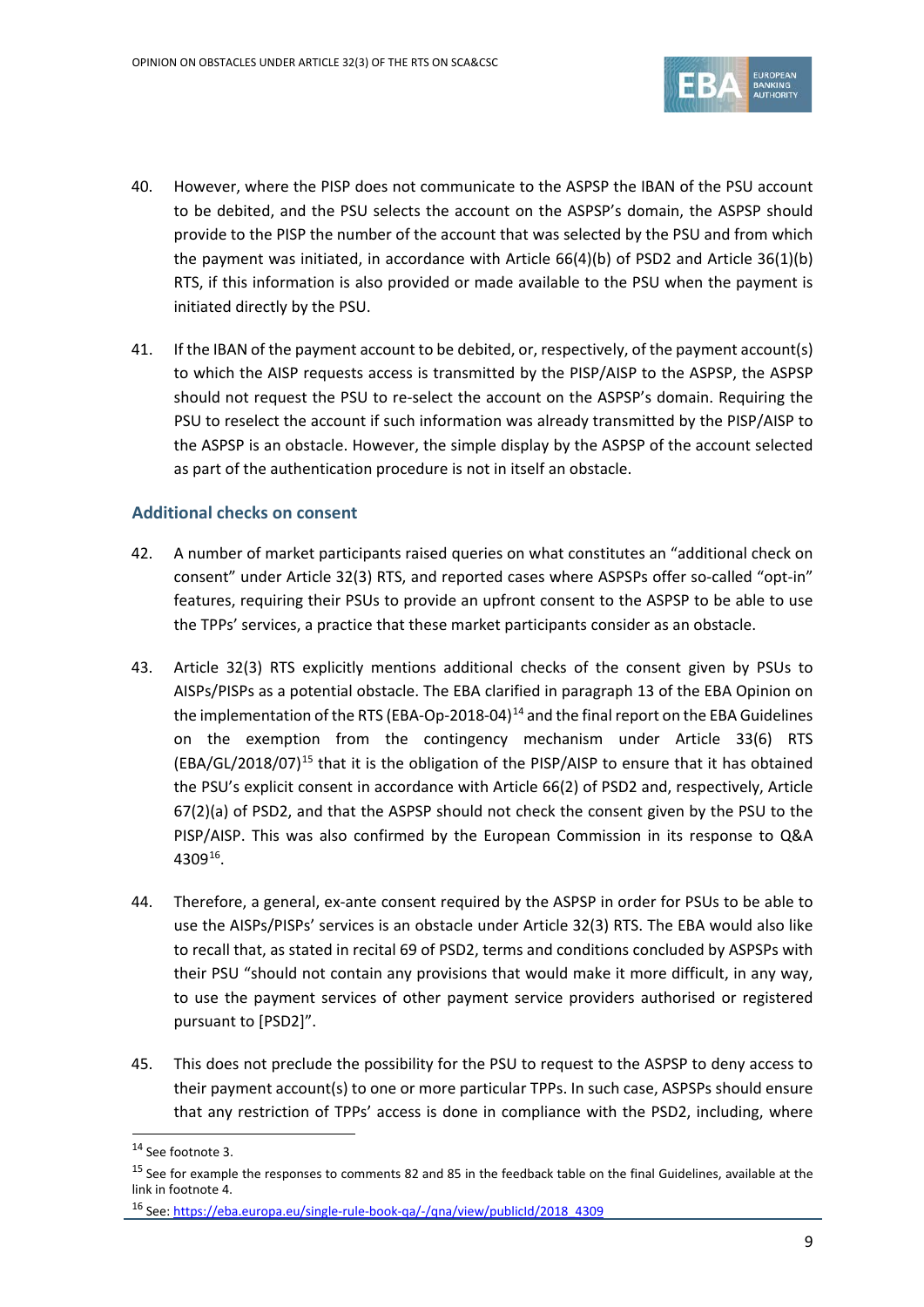40. However, where the PISP does not communicate to the ASPSP the IBAN of the PSU account to be debited, and the PSU selects the account on the ASPSP's domain, the ASPSP should provide to the PISP the number of the account that was selected by the PSU and from which the payment was initiated, in accordance with Article 66(4)(b) of PSD2 and Article 36(1)(b) RTS, if this information is also provided or made available to the PSU when the payment is initiated directly by the PSU.

41. If the IBAN of the payment account to be debited, or, respectively, of the payment account(s) to which the AISP requests access is transmitted by the PISP/AISP to the ASPSP, the ASPSP should not request the PSU to re-select the account on the ASPSP's domain. Requiring the PSU to reselect the account if such information was already transmitted by the PISP/AISP to the ASPSP is an obstacle. However, the simple display by the ASPSP of the account selected as part of the authentication procedure is not in itself an obstacle.

### Additional checks on consent

42. A number of market participants raised queries on what constitutes an "additional check on consent" under Article 32(3) RTS, and reported cases where ASPSPs offer so-called "opt-in" features, requiring their PSUs to provide an upfront consent to the ASPSP to be able to use the TPPs' services, a practice that these market participants consider as an obstacle.

43. Article 32(3) RTS explicitly mentions additional checks of the consent given by PSUs to AISPs/PISPs as a potential obstacle. The EBA clarified in paragraph 13 of the EBA Opinion on the implementation of the RTS (EBA-Op-2018-04)[14] and the final report on the EBA Guidelines on the exemption from the contingency mechanism under Article 33(6) RTS (EBA/GL/2018/07)[15] that it is the obligation of the PISP/AISP to ensure that it has obtained the PSU's explicit consent in accordance with Article 66(2) of PSD2 and, respectively, Article 67(2)(a) of PSD2, and that the ASPSP should not check the consent given by the PSU to the PISP/AISP. This was also confirmed by the European Commission in its response to Q&A 4309[16].

44. Therefore, a general, ex-ante consent required by the ASPSP in order for PSUs to be able to use the AISPs/PISPs' services is an obstacle under Article 32(3) RTS. The EBA would also like to recall that, as stated in recital 69 of PSD2, terms and conditions concluded by ASPSPs with their PSU "should not contain any provisions that would make it more difficult, in any way, to use the payment services of other payment service providers authorised or registered pursuant to [PSD2]".

45. This does not preclude the possibility for the PSU to request to the ASPSP to deny access to their payment account(s) to one or more particular TPPs. In such case, ASPSPs should ensure that any restriction of TPPs' access is done in compliance with the PSD2, including, where

---

[14] See footnote 3.

[15] See for example the responses to comments 82 and 85 in the feedback table on the final Guidelines, available at the link in footnote 4.

[16] See: https://eba.europa.eu/single-rule-book-qa/-/qna/view/publicId/2018_4309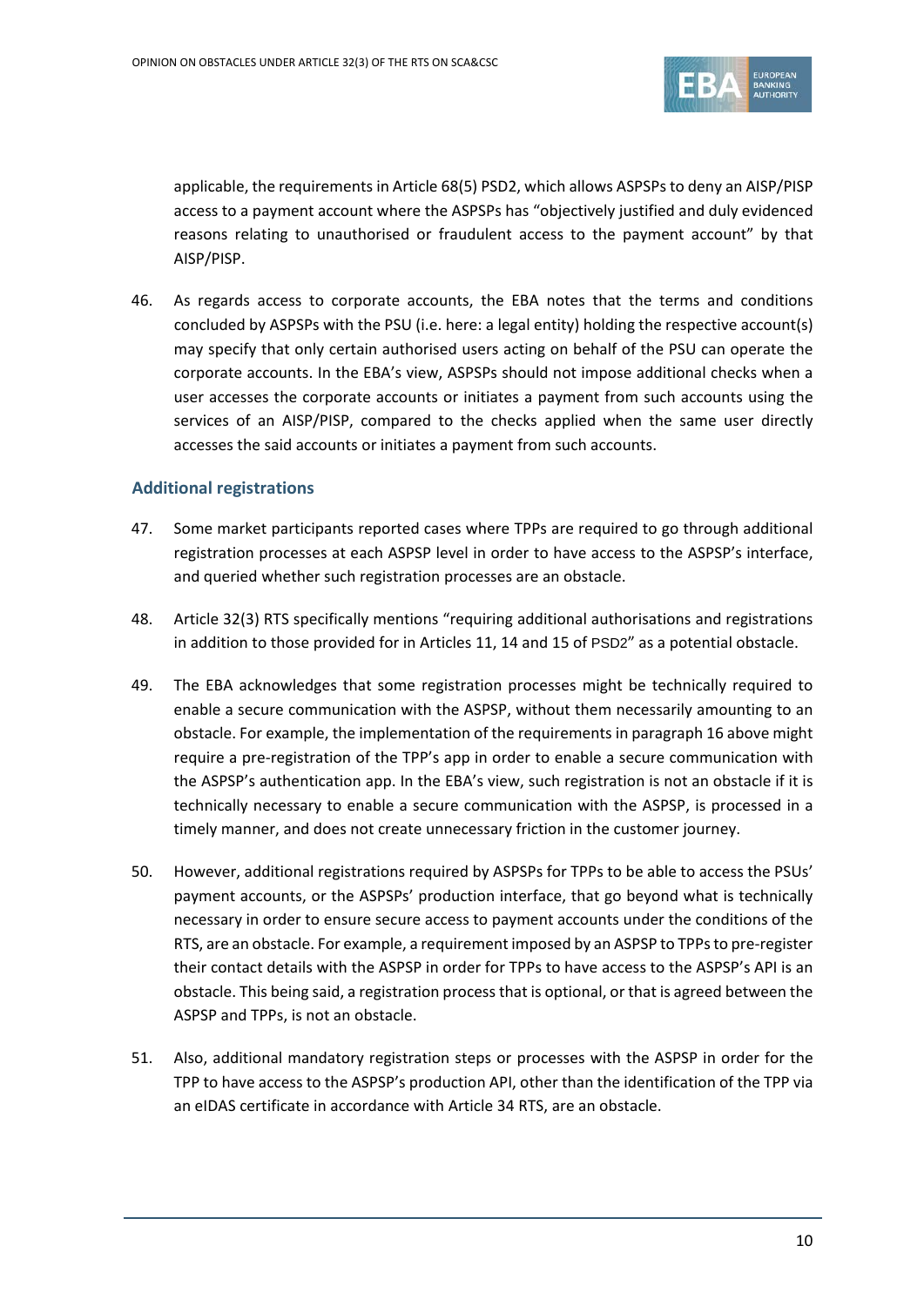applicable, the requirements in Article 68(5) PSD2, which allows ASPSPs to deny an AISP/PISP access to a payment account where the ASPSPs has "objectively justified and duly evidenced reasons relating to unauthorised or fraudulent access to the payment account" by that AISP/PISP.

46. As regards access to corporate accounts, the EBA notes that the terms and conditions concluded by ASPSPs with the PSU (i.e. here: a legal entity) holding the respective account(s) may specify that only certain authorised users acting on behalf of the PSU can operate the corporate accounts. In the EBA's view, ASPSPs should not impose additional checks when a user accesses the corporate accounts or initiates a payment from such accounts using the services of an AISP/PISP, compared to the checks applied when the same user directly accesses the said accounts or initiates a payment from such accounts.

### Additional registrations

47. Some market participants reported cases where TPPs are required to go through additional registration processes at each ASPSP level in order to have access to the ASPSP's interface, and queried whether such registration processes are an obstacle.

48. Article 32(3) RTS specifically mentions "requiring additional authorisations and registrations in addition to those provided for in Articles 11, 14 and 15 of PSD2" as a potential obstacle.

49. The EBA acknowledges that some registration processes might be technically required to enable a secure communication with the ASPSP, without them necessarily amounting to an obstacle. For example, the implementation of the requirements in paragraph 16 above might require a pre-registration of the TPP's app in order to enable a secure communication with the ASPSP's authentication app. In the EBA's view, such registration is not an obstacle if it is technically necessary to enable a secure communication with the ASPSP, is processed in a timely manner, and does not create unnecessary friction in the customer journey.

50. However, additional registrations required by ASPSPs for TPPs to be able to access the PSUs' payment accounts, or the ASPSPs' production interface, that go beyond what is technically necessary in order to ensure secure access to payment accounts under the conditions of the RTS, are an obstacle. For example, a requirement imposed by an ASPSP to TPPs to pre-register their contact details with the ASPSP in order for TPPs to have access to the ASPSP's API is an obstacle. This being said, a registration process that is optional, or that is agreed between the ASPSP and TPPs, is not an obstacle.

51. Also, additional mandatory registration steps or processes with the ASPSP in order for the TPP to have access to the ASPSP's production API, other than the identification of the TPP via an eIDAS certificate in accordance with Article 34 RTS, are an obstacle.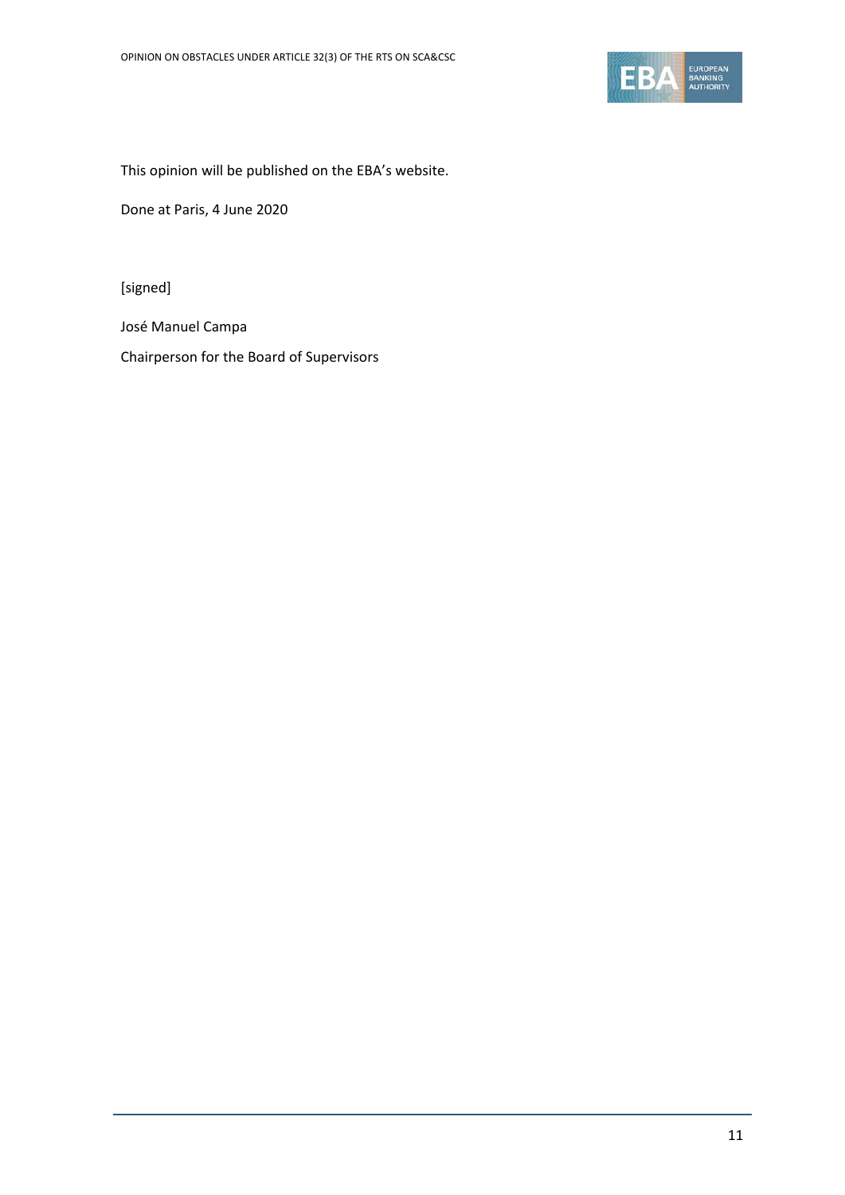This opinion will be published on the EBA's website.

Done at Paris, 4 June 2020

[signed]

José Manuel Campa

Chairperson for the Board of Supervisors